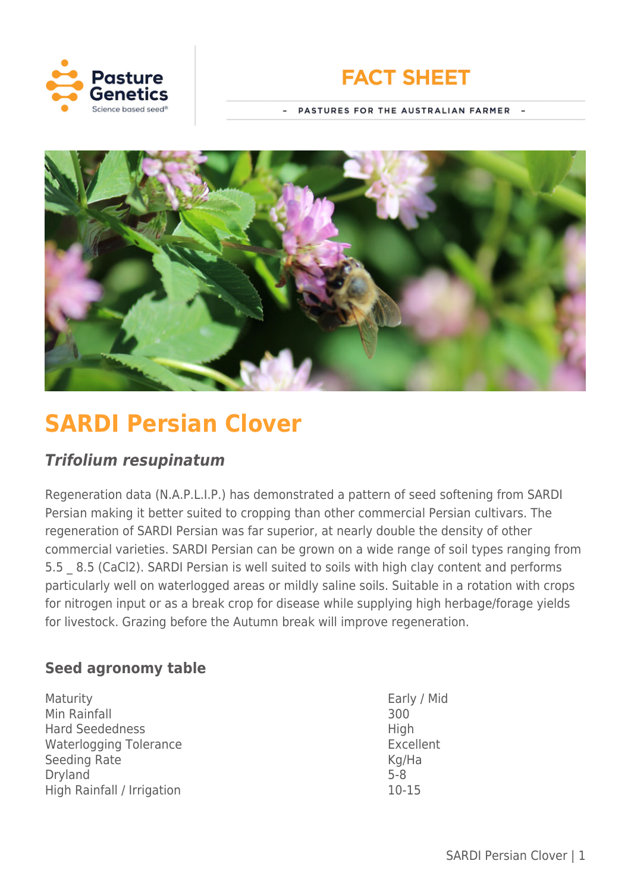FACT SHEET

– PASTURES FOR THE AUSTRALIAN FARMER –

# SARDI Persian Clover

## *Trifolium resupinatum*

Regeneration data (N.A.P.L.I.P.) has demonstrated a pattern of seed softening from SARDI Persian making it better suited to cropping than other commercial Persian cultivars. The regeneration of SARDI Persian was far superior, at nearly double the density of other commercial varieties. SARDI Persian can be grown on a wide range of soil types ranging from 5.5 _ 8.5 (CaCl2). SARDI Persian is well suited to soils with high clay content and performs particularly well on waterlogged areas or mildly saline soils. Suitable in a rotation with crops for nitrogen input or as a break crop for disease while supplying high herbage/forage yields for livestock. Grazing before the Autumn break will improve regeneration.

### Seed agronomy table

| | |
|---|---|
| Maturity | Early / Mid |
| Min Rainfall | 300 |
| Hard Seededness | High |
| Waterlogging Tolerance | Excellent |
| Seeding Rate | Kg/Ha |
| Dryland | 5-8 |
| High Rainfall / Irrigation | 10-15 |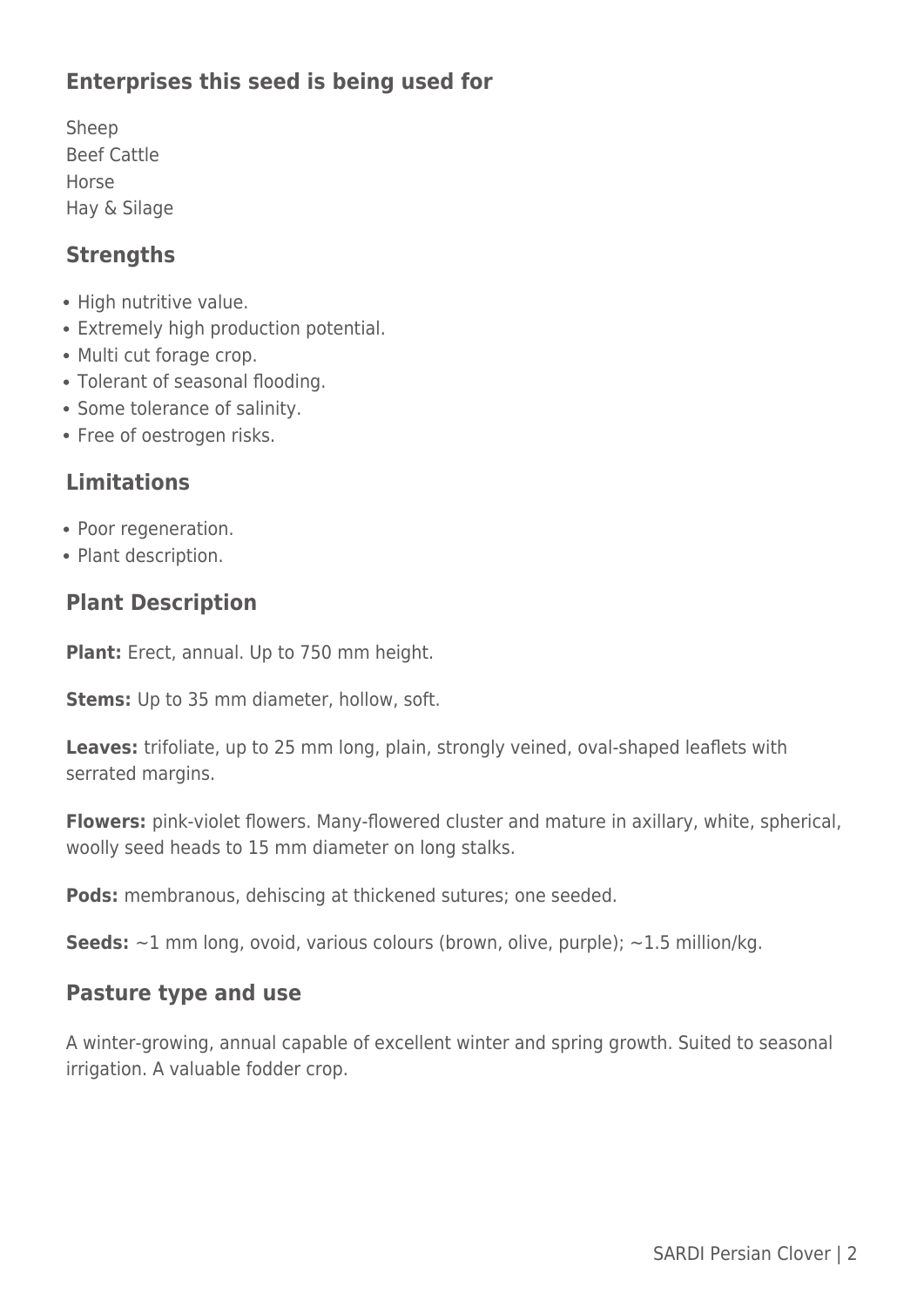## Enterprises this seed is being used for

Sheep
Beef Cattle
Horse
Hay & Silage

## Strengths

- High nutritive value.
- Extremely high production potential.
- Multi cut forage crop.
- Tolerant of seasonal flooding.
- Some tolerance of salinity.
- Free of oestrogen risks.

## Limitations

- Poor regeneration.
- Plant description.

## Plant Description

**Plant:** Erect, annual. Up to 750 mm height.

**Stems:** Up to 35 mm diameter, hollow, soft.

**Leaves:** trifoliate, up to 25 mm long, plain, strongly veined, oval-shaped leaflets with serrated margins.

**Flowers:** pink-violet flowers. Many-flowered cluster and mature in axillary, white, spherical, woolly seed heads to 15 mm diameter on long stalks.

**Pods:** membranous, dehiscing at thickened sutures; one seeded.

**Seeds:** ~1 mm long, ovoid, various colours (brown, olive, purple); ~1.5 million/kg.

## Pasture type and use

A winter-growing, annual capable of excellent winter and spring growth. Suited to seasonal irrigation. A valuable fodder crop.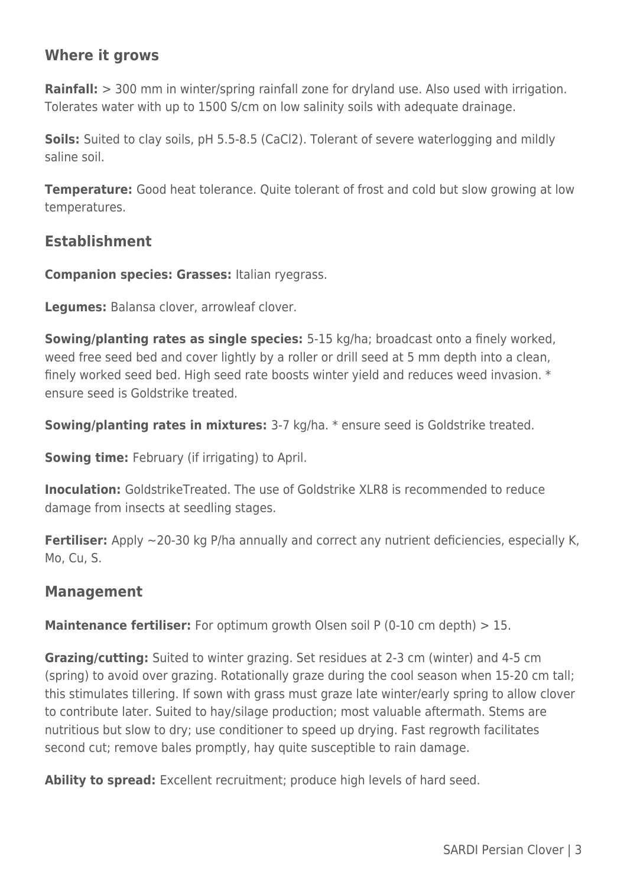## Where it grows

**Rainfall:** > 300 mm in winter/spring rainfall zone for dryland use. Also used with irrigation. Tolerates water with up to 1500 S/cm on low salinity soils with adequate drainage.

**Soils:** Suited to clay soils, pH 5.5-8.5 ($CaCl_2$). Tolerant of severe waterlogging and mildly saline soil.

**Temperature:** Good heat tolerance. Quite tolerant of frost and cold but slow growing at low temperatures.

## Establishment

**Companion species: Grasses:** Italian ryegrass.

**Legumes:** Balansa clover, arrowleaf clover.

**Sowing/planting rates as single species:** 5-15 kg/ha; broadcast onto a finely worked, weed free seed bed and cover lightly by a roller or drill seed at 5 mm depth into a clean, finely worked seed bed. High seed rate boosts winter yield and reduces weed invasion. * ensure seed is Goldstrike treated.

**Sowing/planting rates in mixtures:** 3-7 kg/ha. * ensure seed is Goldstrike treated.

**Sowing time:** February (if irrigating) to April.

**Inoculation:** GoldstrikeTreated. The use of Goldstrike XLR8 is recommended to reduce damage from insects at seedling stages.

**Fertiliser:** Apply ~20-30 kg P/ha annually and correct any nutrient deficiencies, especially K, Mo, Cu, S.

## Management

**Maintenance fertiliser:** For optimum growth Olsen soil P (0-10 cm depth) > 15.

**Grazing/cutting:** Suited to winter grazing. Set residues at 2-3 cm (winter) and 4-5 cm (spring) to avoid over grazing. Rotationally graze during the cool season when 15-20 cm tall; this stimulates tillering. If sown with grass must graze late winter/early spring to allow clover to contribute later. Suited to hay/silage production; most valuable aftermath. Stems are nutritious but slow to dry; use conditioner to speed up drying. Fast regrowth facilitates second cut; remove bales promptly, hay quite susceptible to rain damage.

**Ability to spread:** Excellent recruitment; produce high levels of hard seed.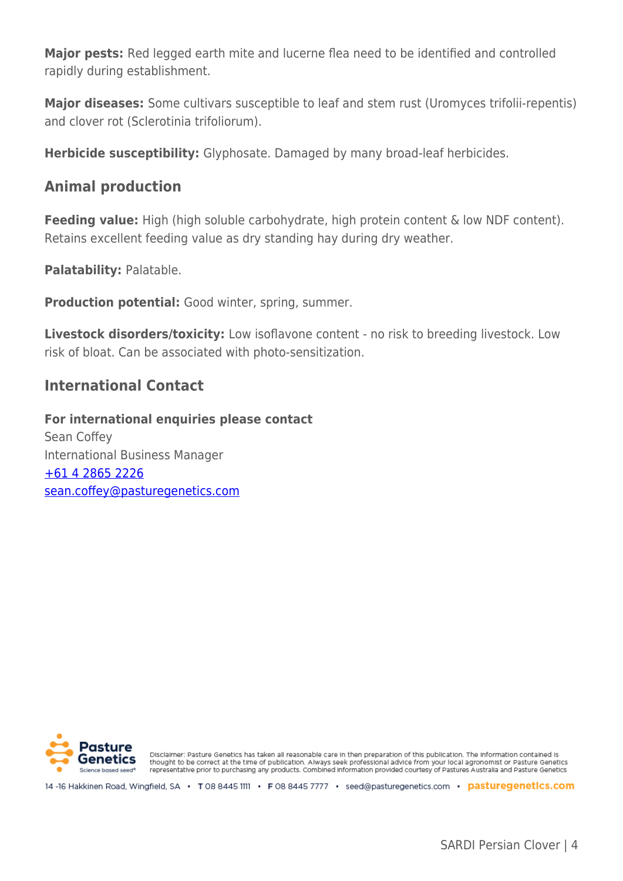**Major pests:** Red legged earth mite and lucerne flea need to be identified and controlled rapidly during establishment.

**Major diseases:** Some cultivars susceptible to leaf and stem rust (Uromyces trifolii-repentis) and clover rot (Sclerotinia trifoliorum).

**Herbicide susceptibility:** Glyphosate. Damaged by many broad-leaf herbicides.

## Animal production

**Feeding value:** High (high soluble carbohydrate, high protein content & low NDF content). Retains excellent feeding value as dry standing hay during dry weather.

**Palatability:** Palatable.

**Production potential:** Good winter, spring, summer.

**Livestock disorders/toxicity:** Low isoflavone content - no risk to breeding livestock. Low risk of bloat. Can be associated with photo-sensitization.

## International Contact

**For international enquiries please contact**
Sean Coffey
International Business Manager
+61 4 2865 2226
sean.coffey@pasturegenetics.com

Disclaimer: Pasture Genetics has taken all reasonable care in then preparation of this publication. The information contained is thought to be correct at the time of publication. Always seek professional advice from your local agronomist or Pasture Genetics representative prior to purchasing any products. Combined information provided courtesy of Pastures Australia and Pasture Genetics

14 -16 Hakkinen Road, Wingfield, SA • T 08 8445 1111 • F 08 8445 7777 • seed@pasturegenetics.com • pasturegenetics.com